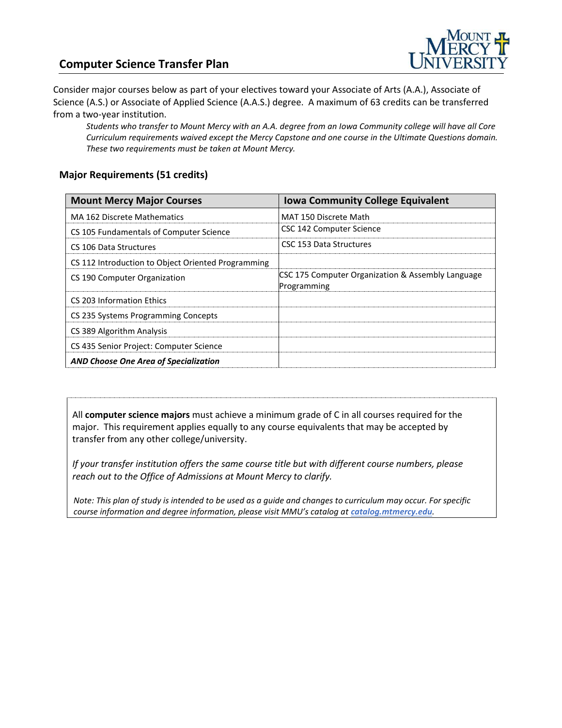## Computer Science Transfer Plan

Consider major courses below as part of your electives toward your Associate of Arts (A.A.), Associate of Science (A.S.) or Associate of Applied Science (A.A.S.) degree. A maximum of 63 credits can be transferred from a two-year institution.

> *Students who transfer to Mount Mercy with an A.A. degree from an Iowa Community college will have all Core Curriculum requirements waived except the Mercy Capstone and one course in the Ultimate Questions domain. These two requirements must be taken at Mount Mercy.*

### Major Requirements (51 credits)

| Mount Mercy Major Courses | Iowa Community College Equivalent |
|---|---|
| MA 162 Discrete Mathematics | MAT 150 Discrete Math |
| CS 105 Fundamentals of Computer Science | CSC 142 Computer Science |
| CS 106 Data Structures | CSC 153 Data Structures |
| CS 112 Introduction to Object Oriented Programming | |
| CS 190 Computer Organization | CSC 175 Computer Organization & Assembly Language Programming |
| CS 203 Information Ethics | |
| CS 235 Systems Programming Concepts | |
| CS 389 Algorithm Analysis | |
| CS 435 Senior Project: Computer Science | |
| ***AND Choose One Area of Specialization*** | |

All **computer science majors** must achieve a minimum grade of C in all courses required for the major. This requirement applies equally to any course equivalents that may be accepted by transfer from any other college/university.

*If your transfer institution offers the same course title but with different course numbers, please reach out to the Office of Admissions at Mount Mercy to clarify.*

*Note: This plan of study is intended to be used as a guide and changes to curriculum may occur. For specific course information and degree information, please visit MMU's catalog at **catalog.mtmercy.edu**.*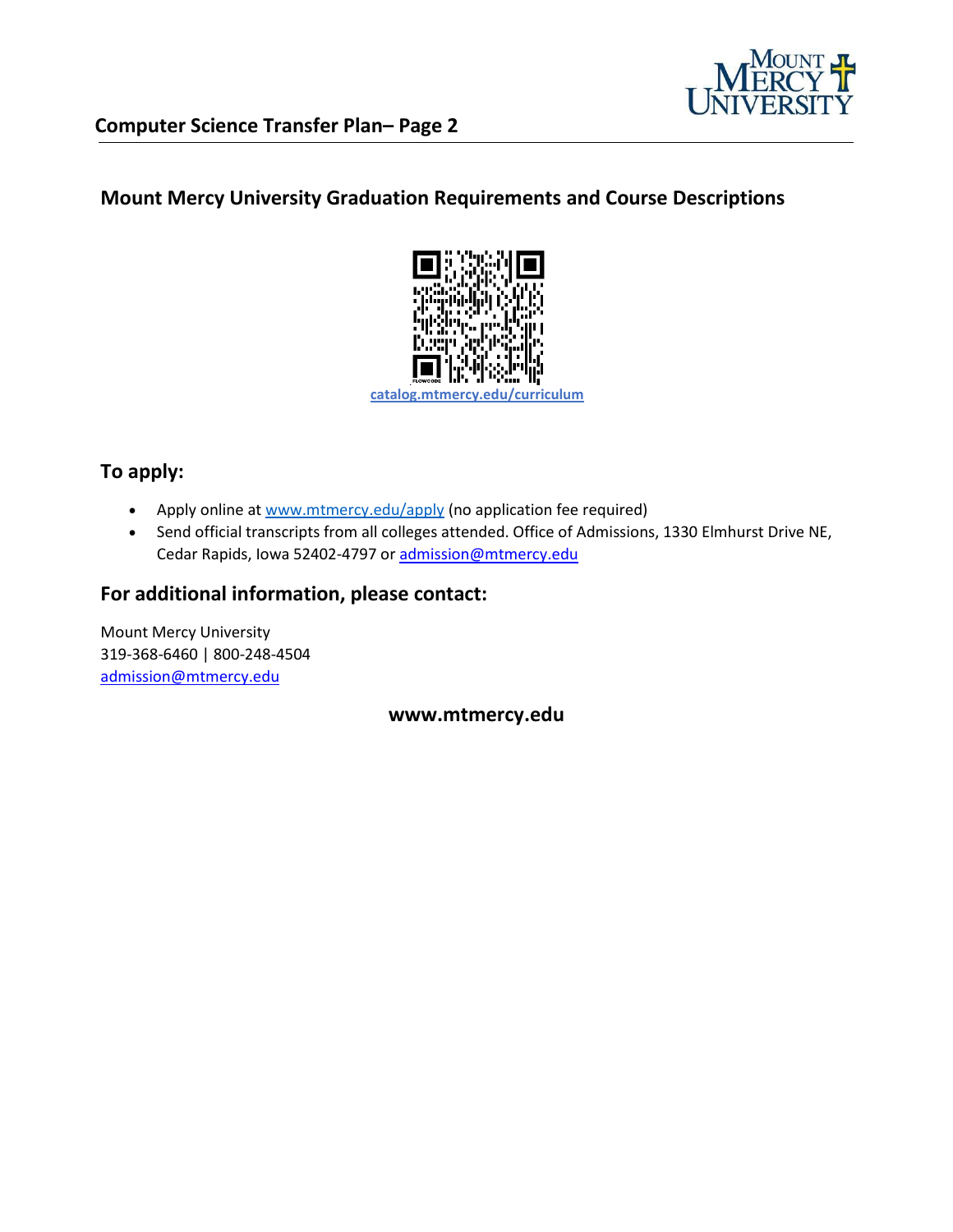# Computer Science Transfer Plan– Page 2

## Mount Mercy University Graduation Requirements and Course Descriptions

catalog.mtmercy.edu/curriculum

## To apply:

- Apply online at www.mtmercy.edu/apply (no application fee required)
- Send official transcripts from all colleges attended. Office of Admissions, 1330 Elmhurst Drive NE, Cedar Rapids, Iowa 52402-4797 or admission@mtmercy.edu

## For additional information, please contact:

Mount Mercy University
319-368-6460 | 800-248-4504
admission@mtmercy.edu

**www.mtmercy.edu**